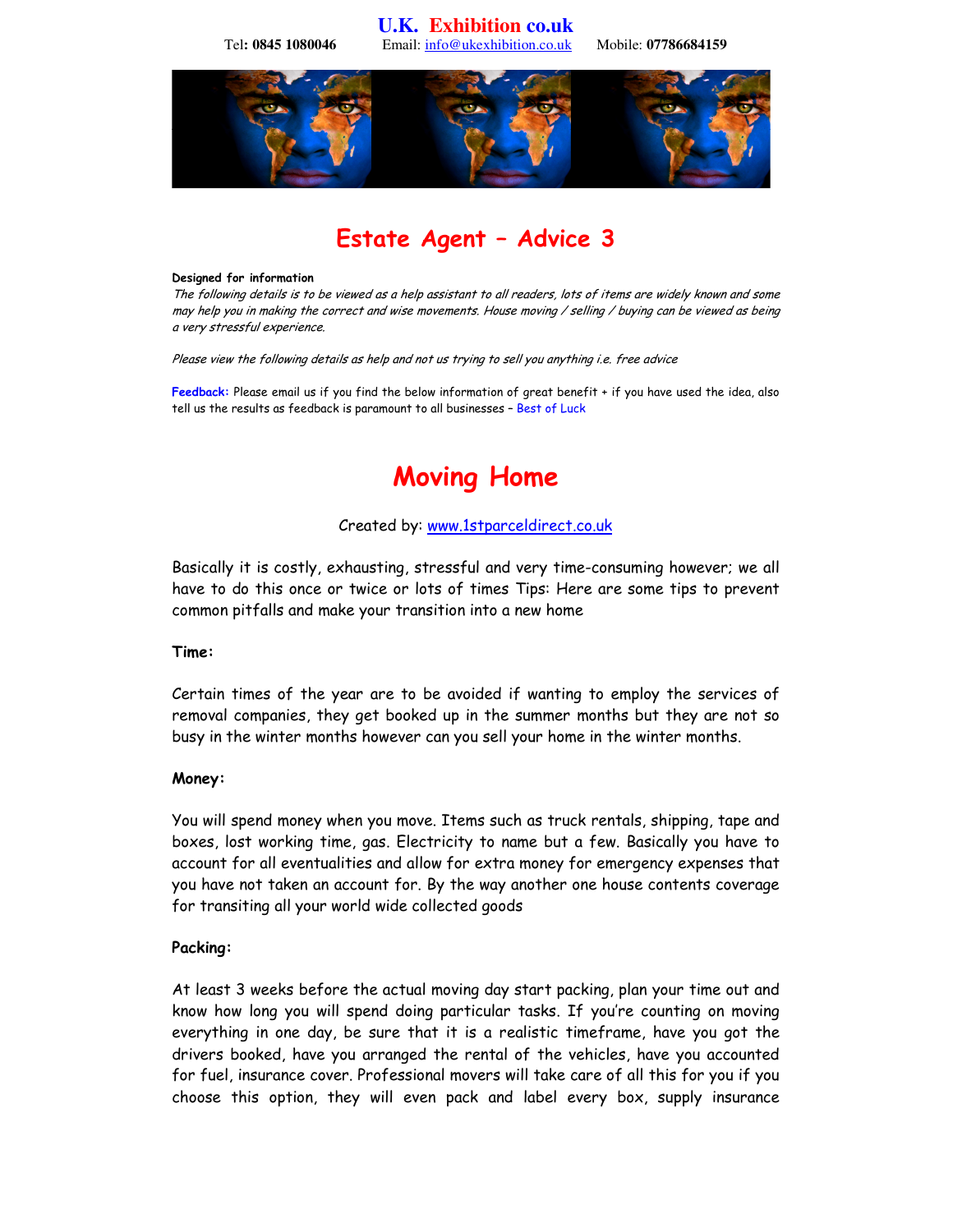**U.K. Exhibition co.uk**

Tel: **0845 1080046** Email: info@ukexhibition.co.uk Mobile: **07786684159**

# Estate Agent – Advice 3

**Designed for information**

*The following details is to be viewed as a help assistant to all readers, lots of items are widely known and some may help you in making the correct and wise movements. House moving / selling / buying can be viewed as being a very stressful experience.*

*Please view the following details as help and not us trying to sell you anything i.e. free advice*

**Feedback:** Please email us if you find the below information of great benefit + if you have used the idea, also tell us the results as feedback is paramount to all businesses – Best of Luck

# Moving Home

Created by: www.1stparceldirect.co.uk

Basically it is costly, exhausting, stressful and very time-consuming however; we all have to do this once or twice or lots of times Tips: Here are some tips to prevent common pitfalls and make your transition into a new home

**Time:**

Certain times of the year are to be avoided if wanting to employ the services of removal companies, they get booked up in the summer months but they are not so busy in the winter months however can you sell your home in the winter months.

**Money:**

You will spend money when you move. Items such as truck rentals, shipping, tape and boxes, lost working time, gas. Electricity to name but a few. Basically you have to account for all eventualities and allow for extra money for emergency expenses that you have not taken an account for. By the way another one house contents coverage for transiting all your world wide collected goods

**Packing:**

At least 3 weeks before the actual moving day start packing, plan your time out and know how long you will spend doing particular tasks. If you're counting on moving everything in one day, be sure that it is a realistic timeframe, have you got the drivers booked, have you arranged the rental of the vehicles, have you accounted for fuel, insurance cover. Professional movers will take care of all this for you if you choose this option, they will even pack and label every box, supply insurance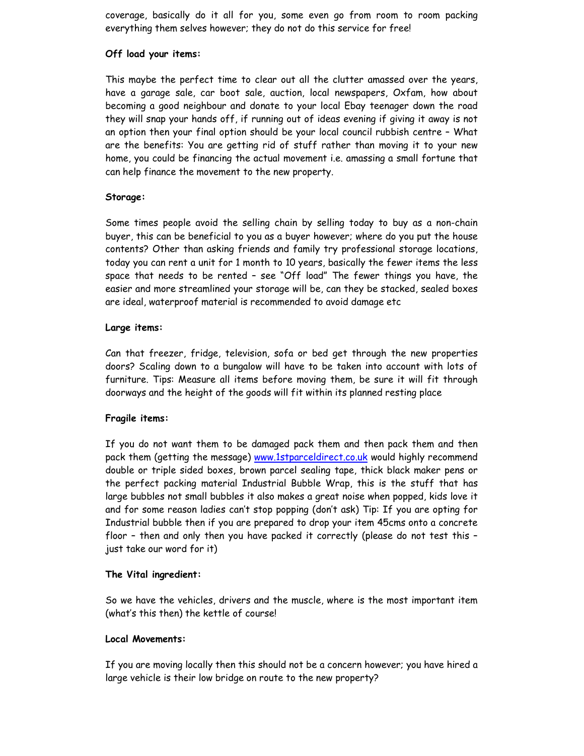coverage, basically do it all for you, some even go from room to room packing everything them selves however; they do not do this service for free!

**Off load your items:**

This maybe the perfect time to clear out all the clutter amassed over the years, have a garage sale, car boot sale, auction, local newspapers, Oxfam, how about becoming a good neighbour and donate to your local Ebay teenager down the road they will snap your hands off, if running out of ideas evening if giving it away is not an option then your final option should be your local council rubbish centre – What are the benefits: You are getting rid of stuff rather than moving it to your new home, you could be financing the actual movement i.e. amassing a small fortune that can help finance the movement to the new property.

**Storage:**

Some times people avoid the selling chain by selling today to buy as a non-chain buyer, this can be beneficial to you as a buyer however; where do you put the house contents? Other than asking friends and family try professional storage locations, today you can rent a unit for 1 month to 10 years, basically the fewer items the less space that needs to be rented – see "Off load" The fewer things you have, the easier and more streamlined your storage will be, can they be stacked, sealed boxes are ideal, waterproof material is recommended to avoid damage etc

**Large items:**

Can that freezer, fridge, television, sofa or bed get through the new properties doors? Scaling down to a bungalow will have to be taken into account with lots of furniture. Tips: Measure all items before moving them, be sure it will fit through doorways and the height of the goods will fit within its planned resting place

**Fragile items:**

If you do not want them to be damaged pack them and then pack them and then pack them (getting the message) [www.1stparceldirect.co.uk](http://www.1stparceldirect.co.uk) would highly recommend double or triple sided boxes, brown parcel sealing tape, thick black maker pens or the perfect packing material Industrial Bubble Wrap, this is the stuff that has large bubbles not small bubbles it also makes a great noise when popped, kids love it and for some reason ladies can't stop popping (don't ask) Tip: If you are opting for Industrial bubble then if you are prepared to drop your item 45cms onto a concrete floor – then and only then you have packed it correctly (please do not test this – just take our word for it)

**The Vital ingredient:**

So we have the vehicles, drivers and the muscle, where is the most important item (what's this then) the kettle of course!

**Local Movements:**

If you are moving locally then this should not be a concern however; you have hired a large vehicle is their low bridge on route to the new property?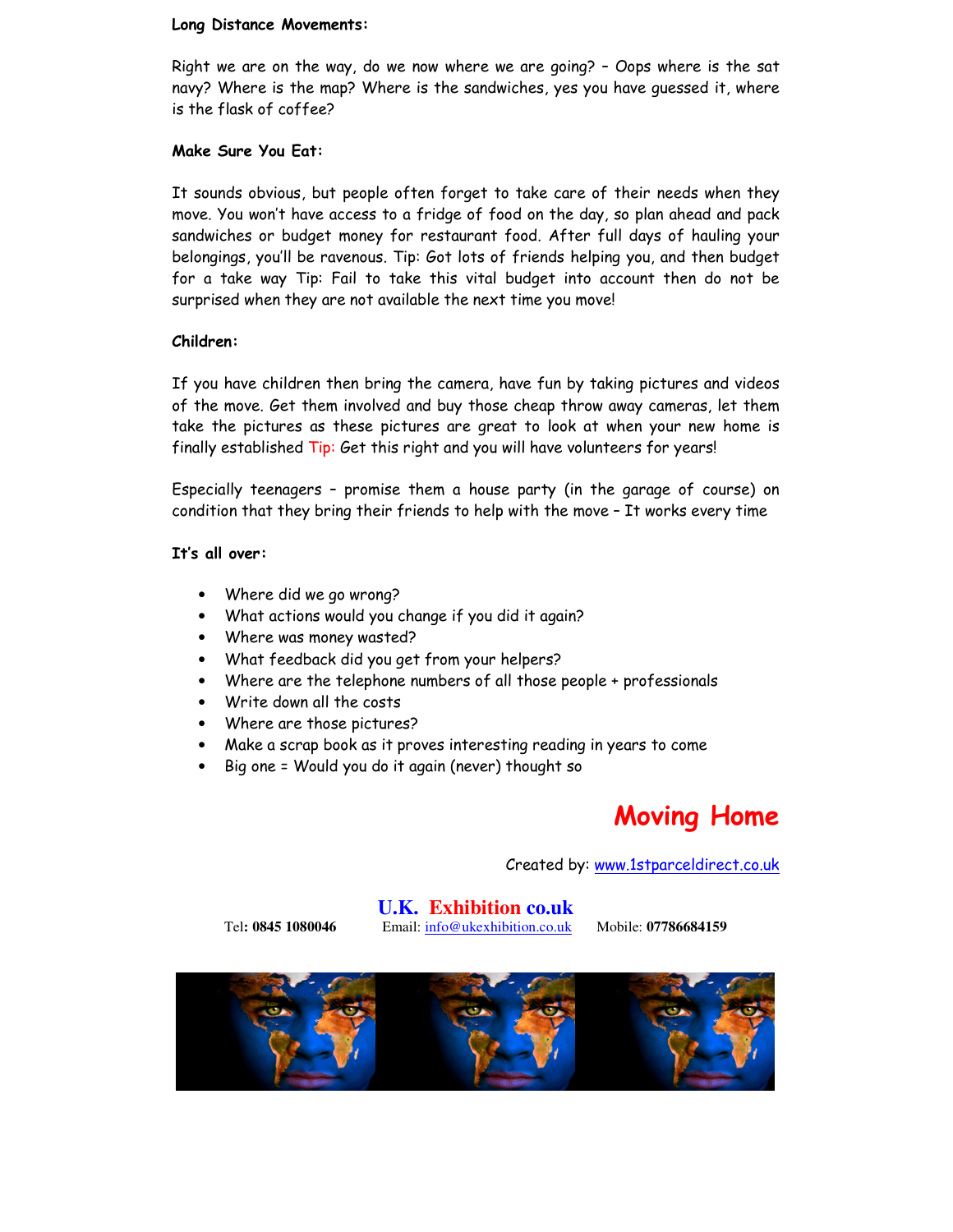**Long Distance Movements:**

Right we are on the way, do we now where we are going? – Oops where is the sat navy? Where is the map? Where is the sandwiches, yes you have guessed it, where is the flask of coffee?

**Make Sure You Eat:**

It sounds obvious, but people often forget to take care of their needs when they move. You won't have access to a fridge of food on the day, so plan ahead and pack sandwiches or budget money for restaurant food. After full days of hauling your belongings, you'll be ravenous. Tip: Got lots of friends helping you, and then budget for a take way Tip: Fail to take this vital budget into account then do not be surprised when they are not available the next time you move!

**Children:**

If you have children then bring the camera, have fun by taking pictures and videos of the move. Get them involved and buy those cheap throw away cameras, let them take the pictures as these pictures are great to look at when your new home is finally established Tip: Get this right and you will have volunteers for years!

Especially teenagers – promise them a house party (in the garage of course) on condition that they bring their friends to help with the move – It works every time

**It's all over:**

- Where did we go wrong?
- What actions would you change if you did it again?
- Where was money wasted?
- What feedback did you get from your helpers?
- Where are the telephone numbers of all those people + professionals
- Write down all the costs
- Where are those pictures?
- Make a scrap book as it proves interesting reading in years to come
- Big one = Would you do it again (never) thought so

## Moving Home

Created by: www.1stparceldirect.co.uk

**U.K. Exhibition co.uk**

Tel: **0845 1080046** Email: info@ukexhibition.co.uk Mobile: **07786684159**